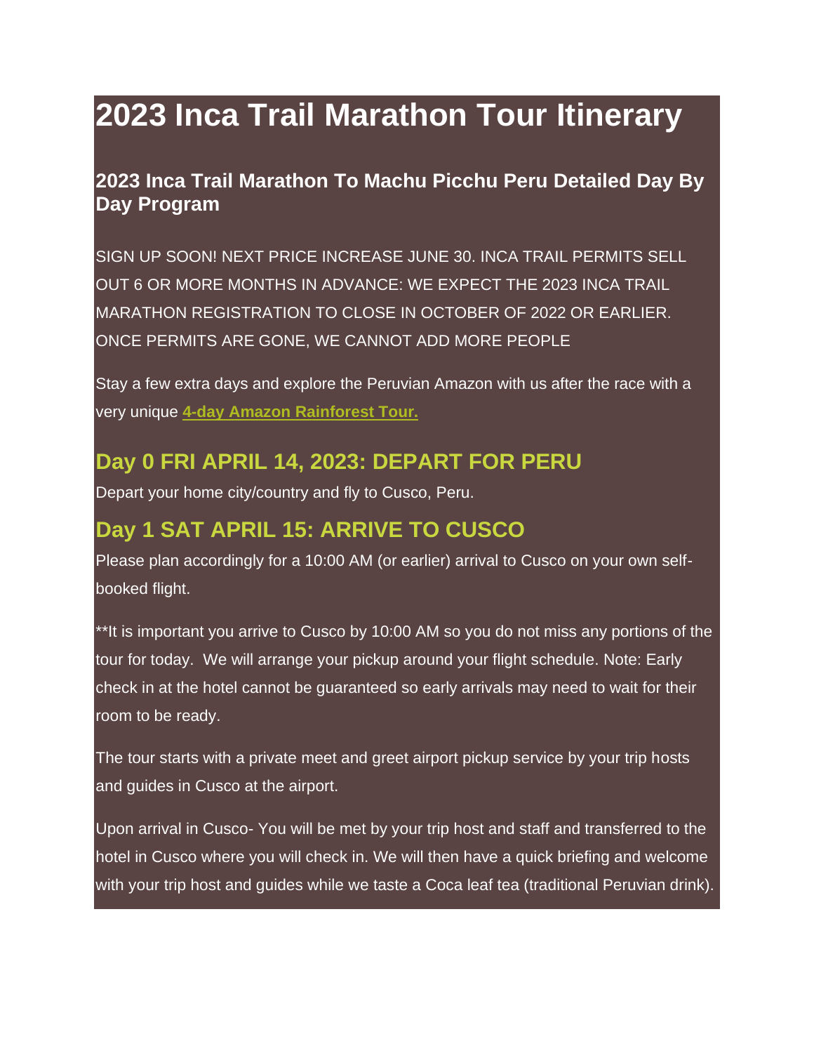# 2023 Inca Trail Marathon Tour Itinerary

### 2023 Inca Trail Marathon To Machu Picchu Peru Detailed Day By Day Program

SIGN UP SOON! NEXT PRICE INCREASE JUNE 30. INCA TRAIL PERMITS SELL OUT 6 OR MORE MONTHS IN ADVANCE: WE EXPECT THE 2023 INCA TRAIL MARATHON REGISTRATION TO CLOSE IN OCTOBER OF 2022 OR EARLIER. ONCE PERMITS ARE GONE, WE CANNOT ADD MORE PEOPLE

Stay a few extra days and explore the Peruvian Amazon with us after the race with a very unique **4-day Amazon Rainforest Tour.**

## Day 0 FRI APRIL 14, 2023: DEPART FOR PERU

Depart your home city/country and fly to Cusco, Peru.

## Day 1 SAT APRIL 15: ARRIVE TO CUSCO

Please plan accordingly for a 10:00 AM (or earlier) arrival to Cusco on your own self-booked flight.

**It is important you arrive to Cusco by 10:00 AM so you do not miss any portions of the tour for today. We will arrange your pickup around your flight schedule. Note: Early check in at the hotel cannot be guaranteed so early arrivals may need to wait for their room to be ready.

The tour starts with a private meet and greet airport pickup service by your trip hosts and guides in Cusco at the airport.

Upon arrival in Cusco- You will be met by your trip host and staff and transferred to the hotel in Cusco where you will check in. We will then have a quick briefing and welcome with your trip host and guides while we taste a Coca leaf tea (traditional Peruvian drink).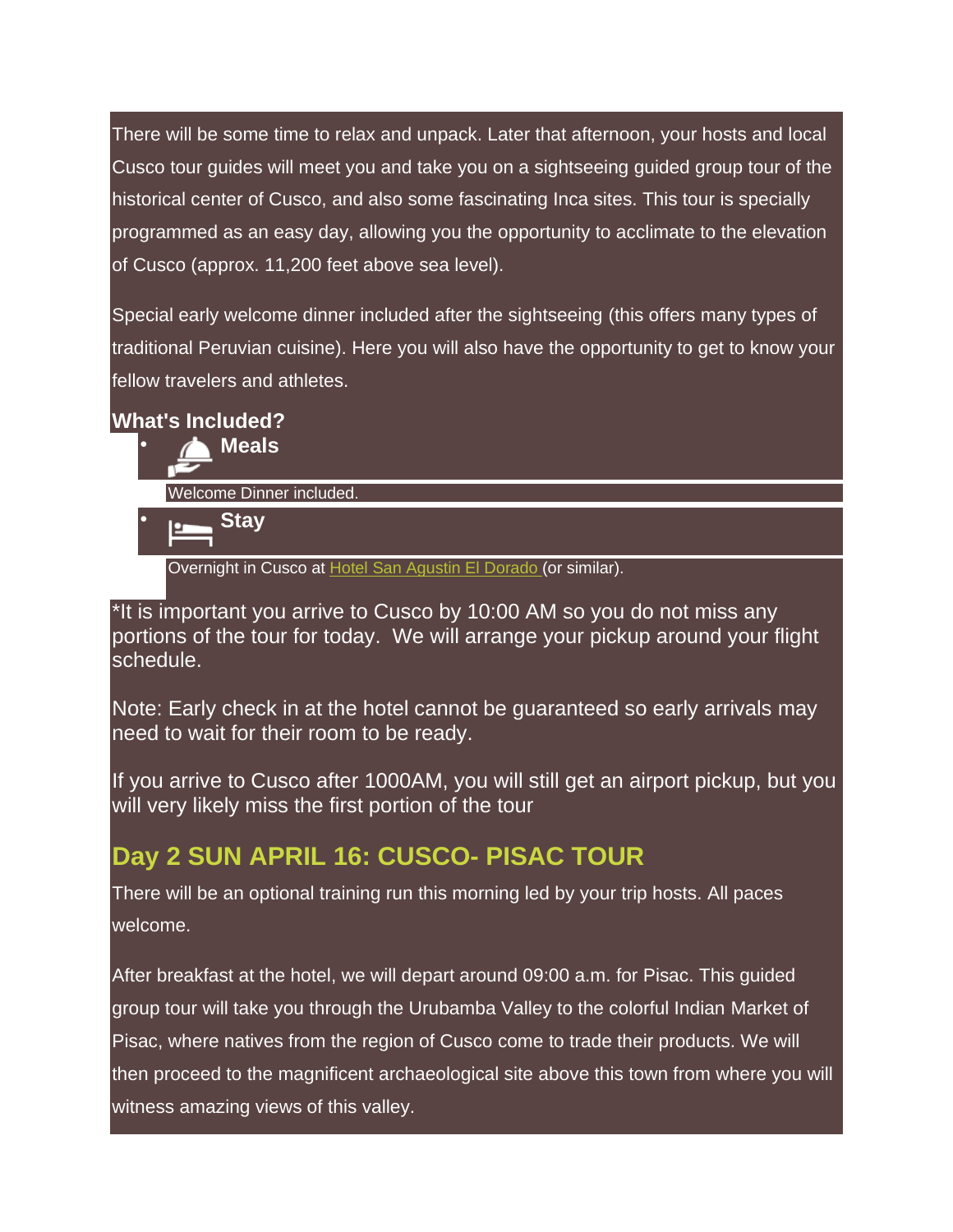There will be some time to relax and unpack. Later that afternoon, your hosts and local Cusco tour guides will meet you and take you on a sightseeing guided group tour of the historical center of Cusco, and also some fascinating Inca sites. This tour is specially programmed as an easy day, allowing you the opportunity to acclimate to the elevation of Cusco (approx. 11,200 feet above sea level).

Special early welcome dinner included after the sightseeing (this offers many types of traditional Peruvian cuisine). Here you will also have the opportunity to get to know your fellow travelers and athletes.

**What's Included?**

- **Meals**

  Welcome Dinner included.

- **Stay**

  Overnight in Cusco at Hotel San Agustin El Dorado (or similar).

*It is important you arrive to Cusco by 10:00 AM so you do not miss any portions of the tour for today. We will arrange your pickup around your flight schedule.

Note: Early check in at the hotel cannot be guaranteed so early arrivals may need to wait for their room to be ready.

If you arrive to Cusco after 1000AM, you will still get an airport pickup, but you will very likely miss the first portion of the tour

## Day 2 SUN APRIL 16: CUSCO- PISAC TOUR

There will be an optional training run this morning led by your trip hosts. All paces welcome.

After breakfast at the hotel, we will depart around 09:00 a.m. for Pisac. This guided group tour will take you through the Urubamba Valley to the colorful Indian Market of Pisac, where natives from the region of Cusco come to trade their products. We will then proceed to the magnificent archaeological site above this town from where you will witness amazing views of this valley.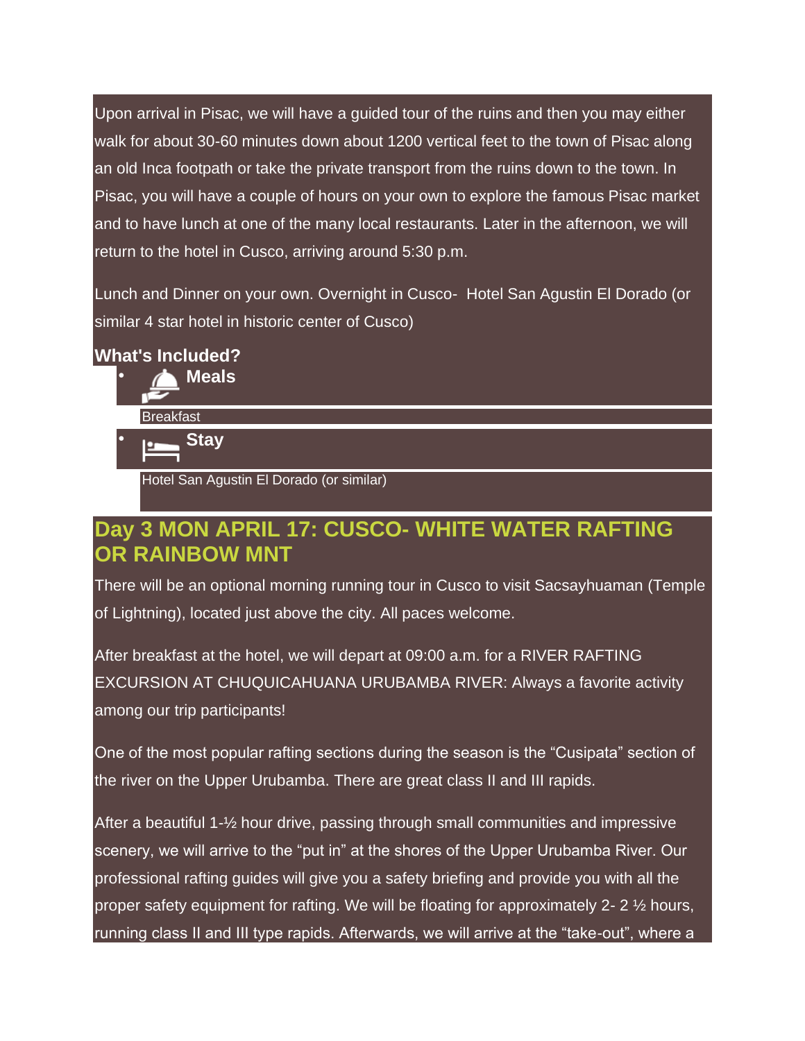Upon arrival in Pisac, we will have a guided tour of the ruins and then you may either walk for about 30-60 minutes down about 1200 vertical feet to the town of Pisac along an old Inca footpath or take the private transport from the ruins down to the town. In Pisac, you will have a couple of hours on your own to explore the famous Pisac market and to have lunch at one of the many local restaurants. Later in the afternoon, we will return to the hotel in Cusco, arriving around 5:30 p.m.

Lunch and Dinner on your own. Overnight in Cusco- Hotel San Agustin El Dorado (or similar 4 star hotel in historic center of Cusco)

**What's Included?**

- **Meals**

  Breakfast

- **Stay**

  Hotel San Agustin El Dorado (or similar)

## Day 3 MON APRIL 17: CUSCO- WHITE WATER RAFTING OR RAINBOW MNT

There will be an optional morning running tour in Cusco to visit Sacsayhuaman (Temple of Lightning), located just above the city. All paces welcome.

After breakfast at the hotel, we will depart at 09:00 a.m. for a RIVER RAFTING EXCURSION AT CHUQUICAHUANA URUBAMBA RIVER: Always a favorite activity among our trip participants!

One of the most popular rafting sections during the season is the “Cusipata” section of the river on the Upper Urubamba. There are great class II and III rapids.

After a beautiful 1-½ hour drive, passing through small communities and impressive scenery, we will arrive to the “put in” at the shores of the Upper Urubamba River. Our professional rafting guides will give you a safety briefing and provide you with all the proper safety equipment for rafting. We will be floating for approximately 2- 2 ½ hours, running class II and III type rapids. Afterwards, we will arrive at the “take-out”, where a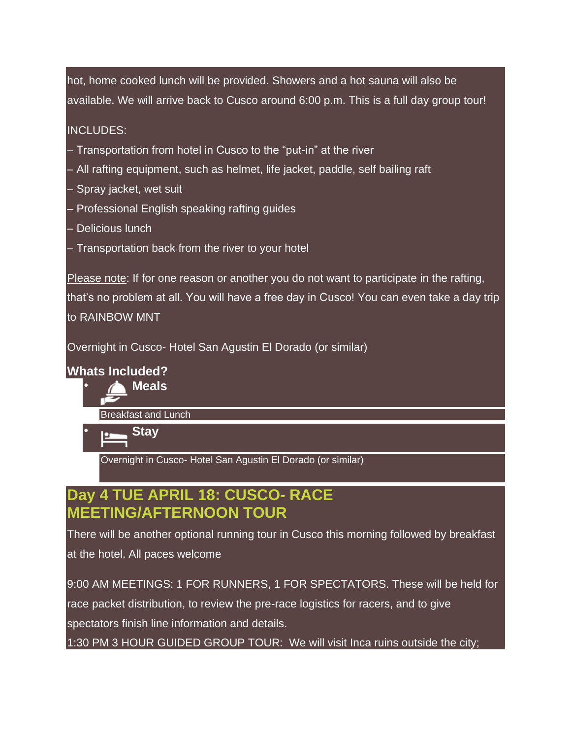hot, home cooked lunch will be provided. Showers and a hot sauna will also be available. We will arrive back to Cusco around 6:00 p.m. This is a full day group tour!

INCLUDES:

– Transportation from hotel in Cusco to the "put-in" at the river

– All rafting equipment, such as helmet, life jacket, paddle, self bailing raft

– Spray jacket, wet suit

– Professional English speaking rafting guides

– Delicious lunch

– Transportation back from the river to your hotel

Please note: If for one reason or another you do not want to participate in the rafting, that's no problem at all. You will have a free day in Cusco! You can even take a day trip to RAINBOW MNT

Overnight in Cusco- Hotel San Agustin El Dorado (or similar)

**Whats Included?**

- **Meals**

  Breakfast and Lunch

- **Stay**

  Overnight in Cusco- Hotel San Agustin El Dorado (or similar)

## Day 4 TUE APRIL 18: CUSCO- RACE MEETING/AFTERNOON TOUR

There will be another optional running tour in Cusco this morning followed by breakfast at the hotel. All paces welcome

9:00 AM MEETINGS: 1 FOR RUNNERS, 1 FOR SPECTATORS. These will be held for race packet distribution, to review the pre-race logistics for racers, and to give spectators finish line information and details.

1:30 PM 3 HOUR GUIDED GROUP TOUR: We will visit Inca ruins outside the city;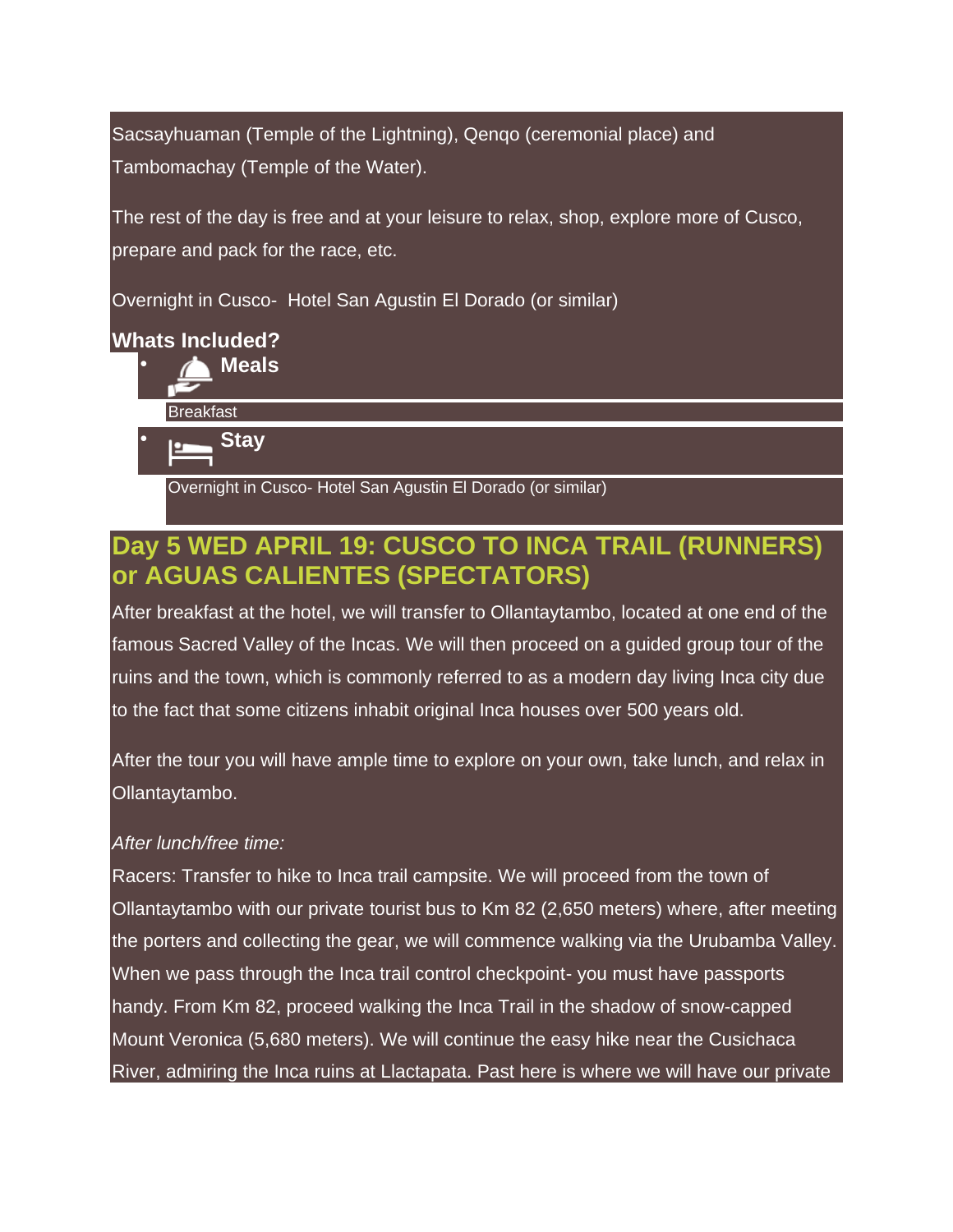Sacsayhuaman (Temple of the Lightning), Qenqo (ceremonial place) and Tambomachay (Temple of the Water).

The rest of the day is free and at your leisure to relax, shop, explore more of Cusco, prepare and pack for the race, etc.

Overnight in Cusco- Hotel San Agustin El Dorado (or similar)

**Whats Included?**

- **Meals**

  Breakfast

- **Stay**

  Overnight in Cusco- Hotel San Agustin El Dorado (or similar)

## Day 5 WED APRIL 19: CUSCO TO INCA TRAIL (RUNNERS) or AGUAS CALIENTES (SPECTATORS)

After breakfast at the hotel, we will transfer to Ollantaytambo, located at one end of the famous Sacred Valley of the Incas. We will then proceed on a guided group tour of the ruins and the town, which is commonly referred to as a modern day living Inca city due to the fact that some citizens inhabit original Inca houses over 500 years old.

After the tour you will have ample time to explore on your own, take lunch, and relax in Ollantaytambo.

*After lunch/free time:*
Racers: Transfer to hike to Inca trail campsite. We will proceed from the town of Ollantaytambo with our private tourist bus to Km 82 (2,650 meters) where, after meeting the porters and collecting the gear, we will commence walking via the Urubamba Valley. When we pass through the Inca trail control checkpoint- you must have passports handy. From Km 82, proceed walking the Inca Trail in the shadow of snow-capped Mount Veronica (5,680 meters). We will continue the easy hike near the Cusichaca River, admiring the Inca ruins at Llactapata. Past here is where we will have our private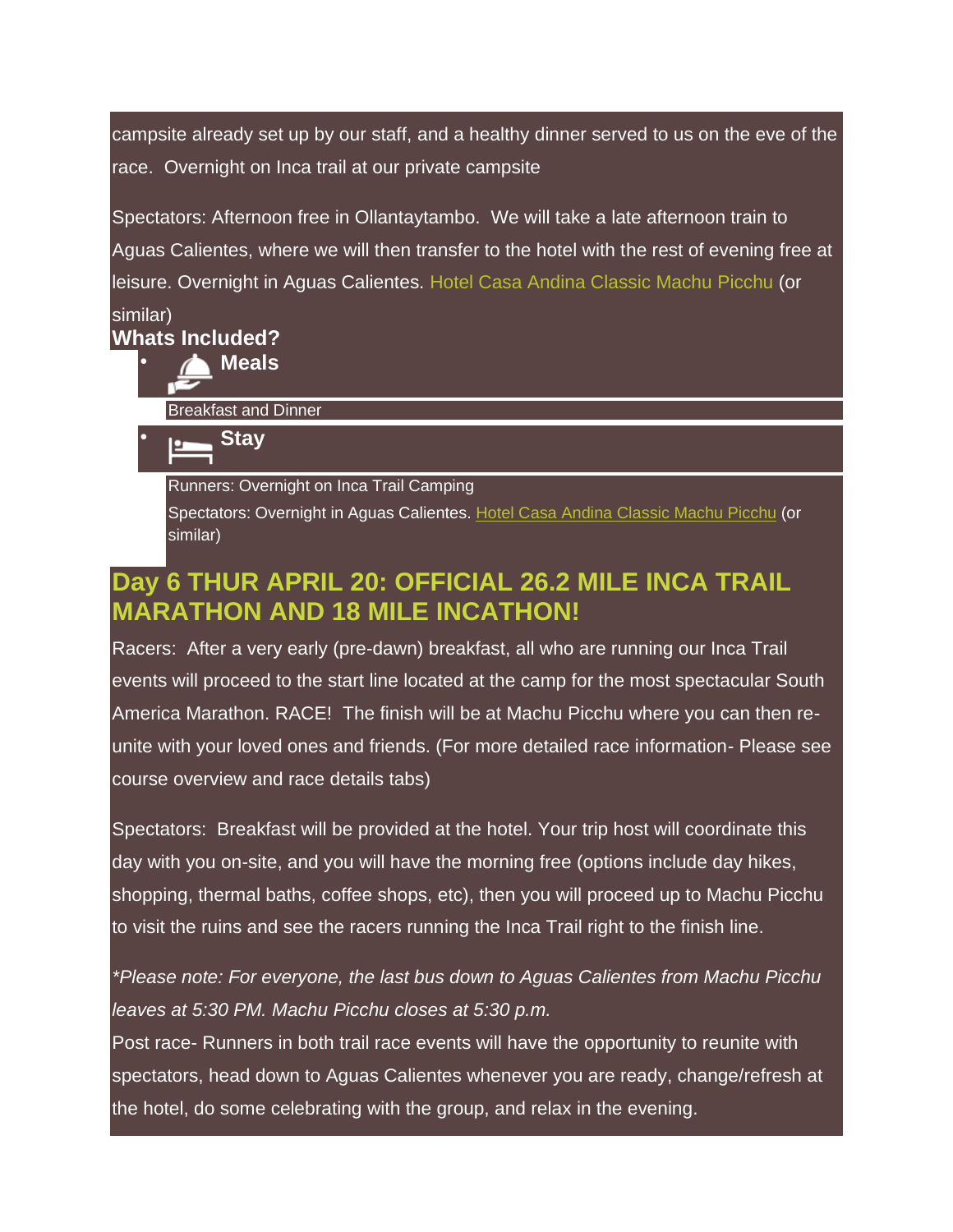campsite already set up by our staff, and a healthy dinner served to us on the eve of the race.  Overnight on Inca trail at our private campsite

Spectators: Afternoon free in Ollantaytambo.  We will take a late afternoon train to Aguas Calientes, where we will then transfer to the hotel with the rest of evening free at leisure. Overnight in Aguas Calientes. Hotel Casa Andina Classic Machu Picchu (or similar)

**Whats Included?**

- **Meals**

  Breakfast and Dinner

- **Stay**

  Runners: Overnight on Inca Trail Camping

  Spectators: Overnight in Aguas Calientes. Hotel Casa Andina Classic Machu Picchu (or similar)

## Day 6 THUR APRIL 20: OFFICIAL 26.2 MILE INCA TRAIL MARATHON AND 18 MILE INCATHON!

Racers:  After a very early (pre-dawn) breakfast, all who are running our Inca Trail events will proceed to the start line located at the camp for the most spectacular South America Marathon. RACE!  The finish will be at Machu Picchu where you can then re-unite with your loved ones and friends. (For more detailed race information- Please see course overview and race details tabs)

Spectators:  Breakfast will be provided at the hotel. Your trip host will coordinate this day with you on-site, and you will have the morning free (options include day hikes, shopping, thermal baths, coffee shops, etc), then you will proceed up to Machu Picchu to visit the ruins and see the racers running the Inca Trail right to the finish line.

*\*Please note: For everyone, the last bus down to Aguas Calientes from Machu Picchu leaves at 5:30 PM. Machu Picchu closes at 5:30 p.m.*

Post race- Runners in both trail race events will have the opportunity to reunite with spectators, head down to Aguas Calientes whenever you are ready, change/refresh at the hotel, do some celebrating with the group, and relax in the evening.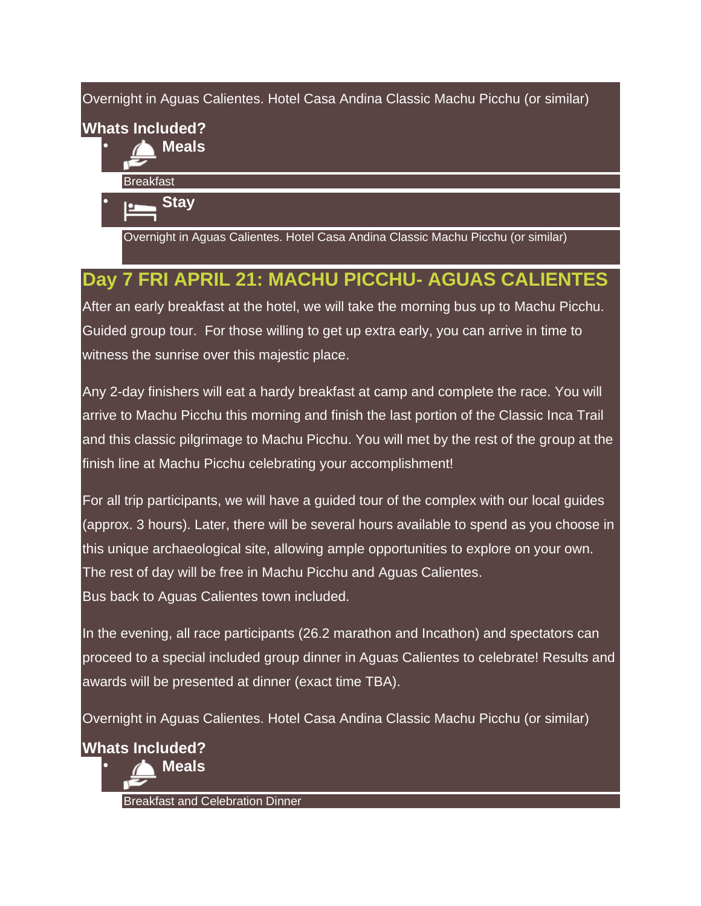Overnight in Aguas Calientes. Hotel Casa Andina Classic Machu Picchu (or similar)

**Whats Included?**

- **Meals**

  Breakfast

- **Stay**

  Overnight in Aguas Calientes. Hotel Casa Andina Classic Machu Picchu (or similar)

## Day 7 FRI APRIL 21: MACHU PICCHU- AGUAS CALIENTES

After an early breakfast at the hotel, we will take the morning bus up to Machu Picchu. Guided group tour. For those willing to get up extra early, you can arrive in time to witness the sunrise over this majestic place.

Any 2-day finishers will eat a hardy breakfast at camp and complete the race. You will arrive to Machu Picchu this morning and finish the last portion of the Classic Inca Trail and this classic pilgrimage to Machu Picchu. You will met by the rest of the group at the finish line at Machu Picchu celebrating your accomplishment!

For all trip participants, we will have a guided tour of the complex with our local guides (approx. 3 hours). Later, there will be several hours available to spend as you choose in this unique archaeological site, allowing ample opportunities to explore on your own. The rest of day will be free in Machu Picchu and Aguas Calientes.
Bus back to Aguas Calientes town included.

In the evening, all race participants (26.2 marathon and Incathon) and spectators can proceed to a special included group dinner in Aguas Calientes to celebrate! Results and awards will be presented at dinner (exact time TBA).

Overnight in Aguas Calientes. Hotel Casa Andina Classic Machu Picchu (or similar)

**Whats Included?**

- **Meals**

  Breakfast and Celebration Dinner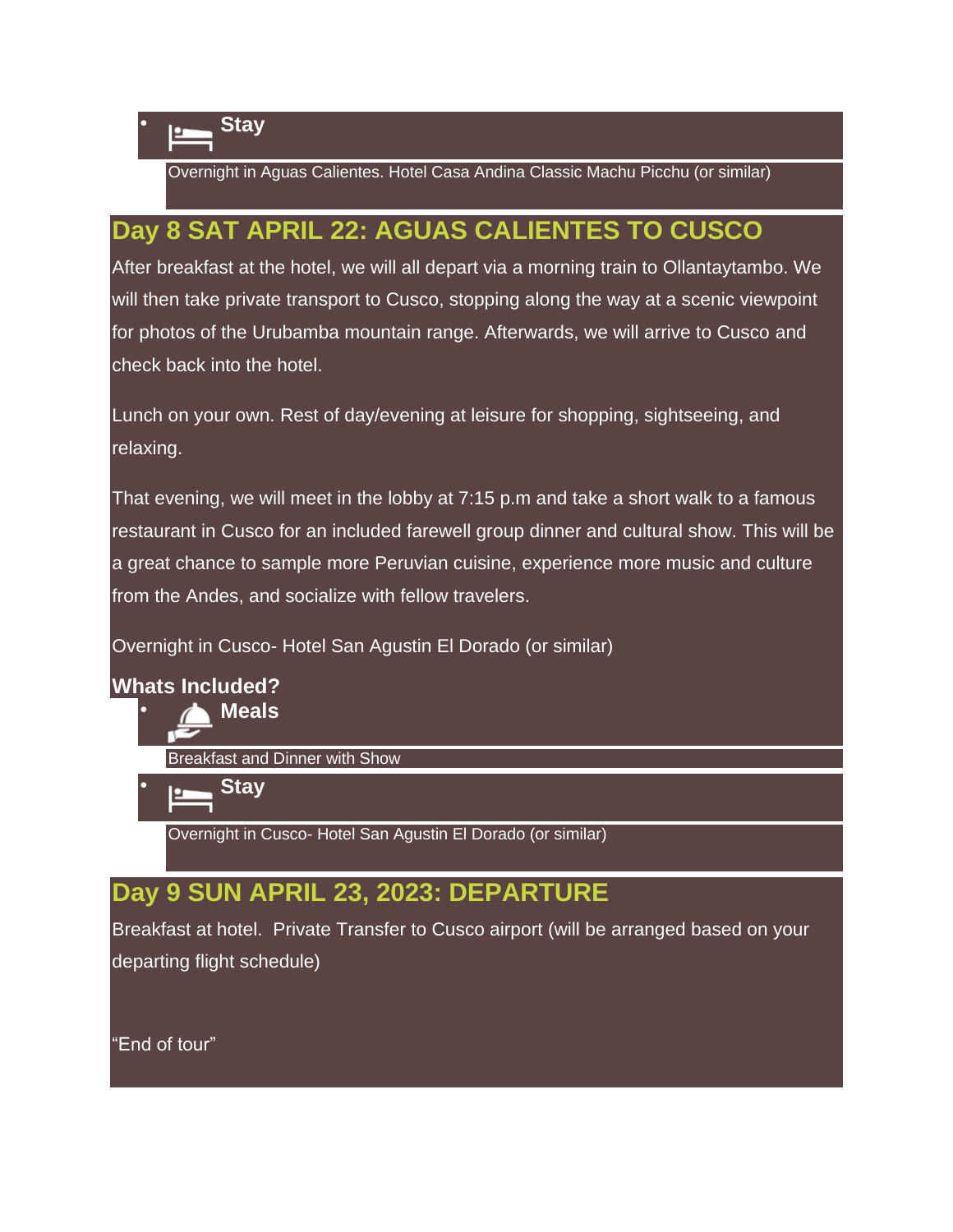- **Stay**

  Overnight in Aguas Calientes. Hotel Casa Andina Classic Machu Picchu (or similar)

## Day 8 SAT APRIL 22: AGUAS CALIENTES TO CUSCO

After breakfast at the hotel, we will all depart via a morning train to Ollantaytambo. We will then take private transport to Cusco, stopping along the way at a scenic viewpoint for photos of the Urubamba mountain range. Afterwards, we will arrive to Cusco and check back into the hotel.

Lunch on your own. Rest of day/evening at leisure for shopping, sightseeing, and relaxing.

That evening, we will meet in the lobby at 7:15 p.m and take a short walk to a famous restaurant in Cusco for an included farewell group dinner and cultural show. This will be a great chance to sample more Peruvian cuisine, experience more music and culture from the Andes, and socialize with fellow travelers.

Overnight in Cusco- Hotel San Agustin El Dorado (or similar)

**Whats Included?**

- **Meals**

  Breakfast and Dinner with Show

- **Stay**

  Overnight in Cusco- Hotel San Agustin El Dorado (or similar)

## Day 9 SUN APRIL 23, 2023: DEPARTURE

Breakfast at hotel. Private Transfer to Cusco airport (will be arranged based on your departing flight schedule)

"End of tour"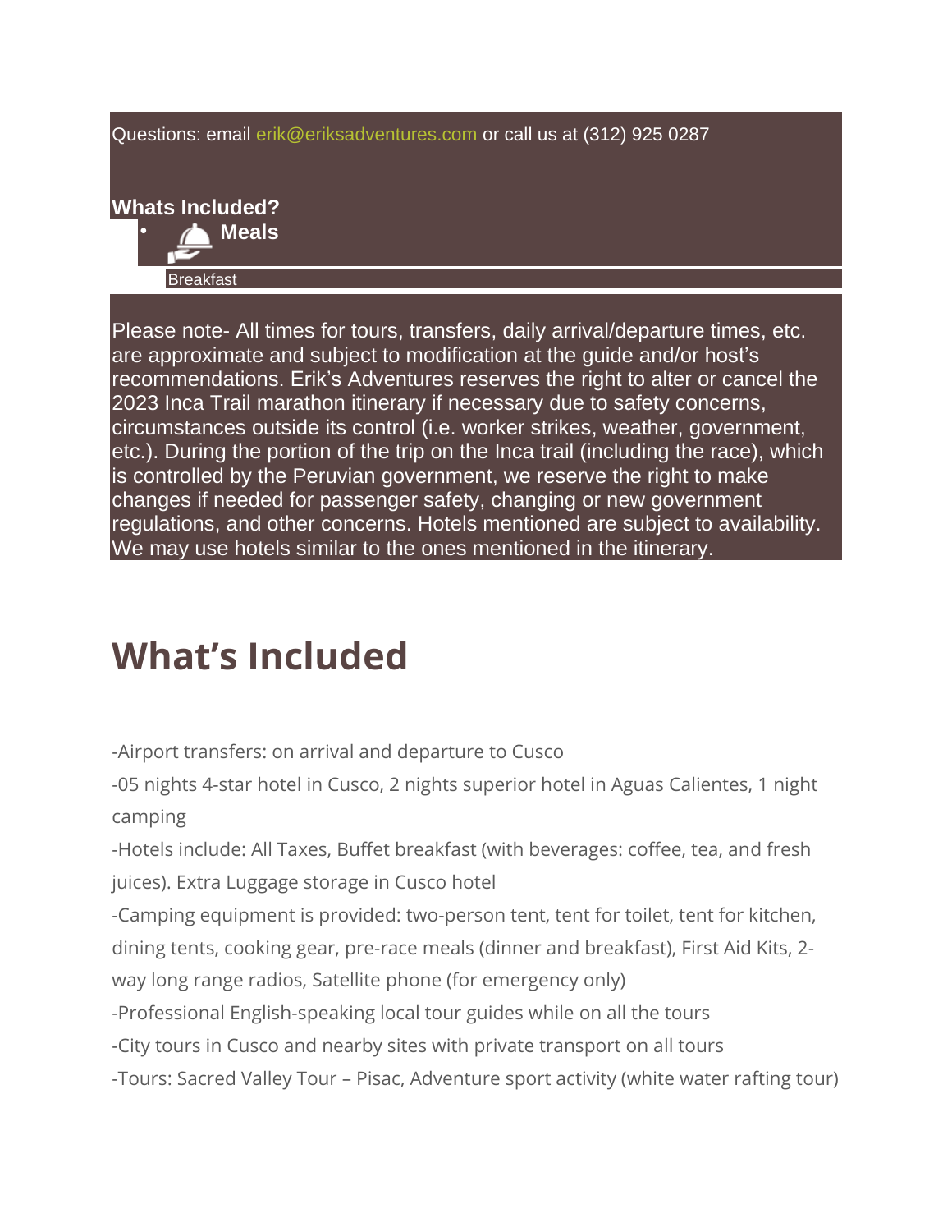Questions: email erik@eriksadventures.com or call us at (312) 925 0287

**Whats Included?**

- **Meals**

  Breakfast

Please note- All times for tours, transfers, daily arrival/departure times, etc. are approximate and subject to modification at the guide and/or host's recommendations. Erik's Adventures reserves the right to alter or cancel the 2023 Inca Trail marathon itinerary if necessary due to safety concerns, circumstances outside its control (i.e. worker strikes, weather, government, etc.). During the portion of the trip on the Inca trail (including the race), which is controlled by the Peruvian government, we reserve the right to make changes if needed for passenger safety, changing or new government regulations, and other concerns. Hotels mentioned are subject to availability. We may use hotels similar to the ones mentioned in the itinerary.

# What's Included

-Airport transfers: on arrival and departure to Cusco

-05 nights 4-star hotel in Cusco, 2 nights superior hotel in Aguas Calientes, 1 night camping

-Hotels include: All Taxes, Buffet breakfast (with beverages: coffee, tea, and fresh juices). Extra Luggage storage in Cusco hotel

-Camping equipment is provided: two-person tent, tent for toilet, tent for kitchen, dining tents, cooking gear, pre-race meals (dinner and breakfast), First Aid Kits, 2-way long range radios, Satellite phone (for emergency only)

-Professional English-speaking local tour guides while on all the tours

-City tours in Cusco and nearby sites with private transport on all tours

-Tours: Sacred Valley Tour – Pisac, Adventure sport activity (white water rafting tour)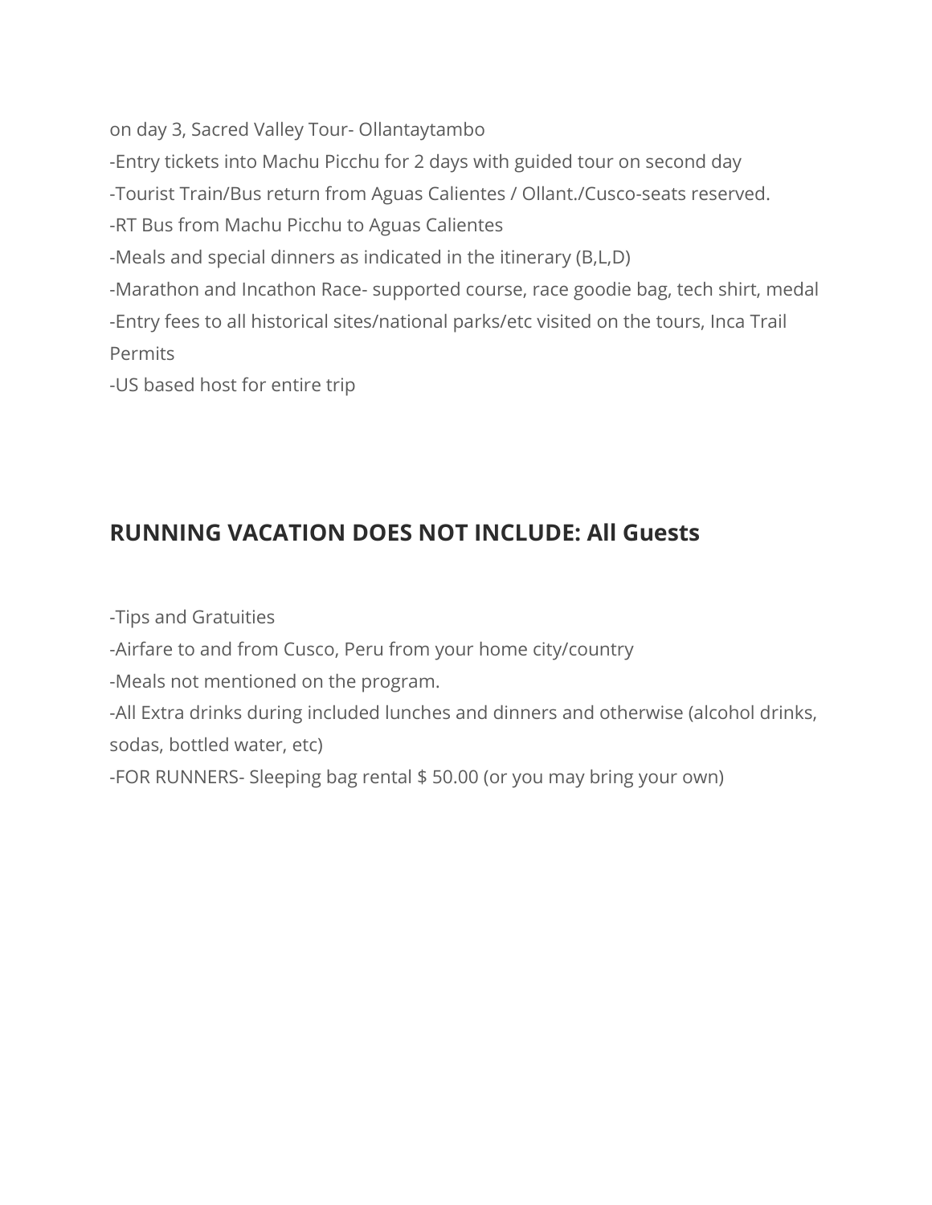on day 3, Sacred Valley Tour- Ollantaytambo

-Entry tickets into Machu Picchu for 2 days with guided tour on second day

-Tourist Train/Bus return from Aguas Calientes / Ollant./Cusco-seats reserved.

-RT Bus from Machu Picchu to Aguas Calientes

-Meals and special dinners as indicated in the itinerary (B,L,D)

-Marathon and Incathon Race- supported course, race goodie bag, tech shirt, medal

-Entry fees to all historical sites/national parks/etc visited on the tours, Inca Trail Permits

-US based host for entire trip

## RUNNING VACATION DOES NOT INCLUDE: All Guests

-Tips and Gratuities

-Airfare to and from Cusco, Peru from your home city/country

-Meals not mentioned on the program.

-All Extra drinks during included lunches and dinners and otherwise (alcohol drinks, sodas, bottled water, etc)

-FOR RUNNERS- Sleeping bag rental $ 50.00 (or you may bring your own)